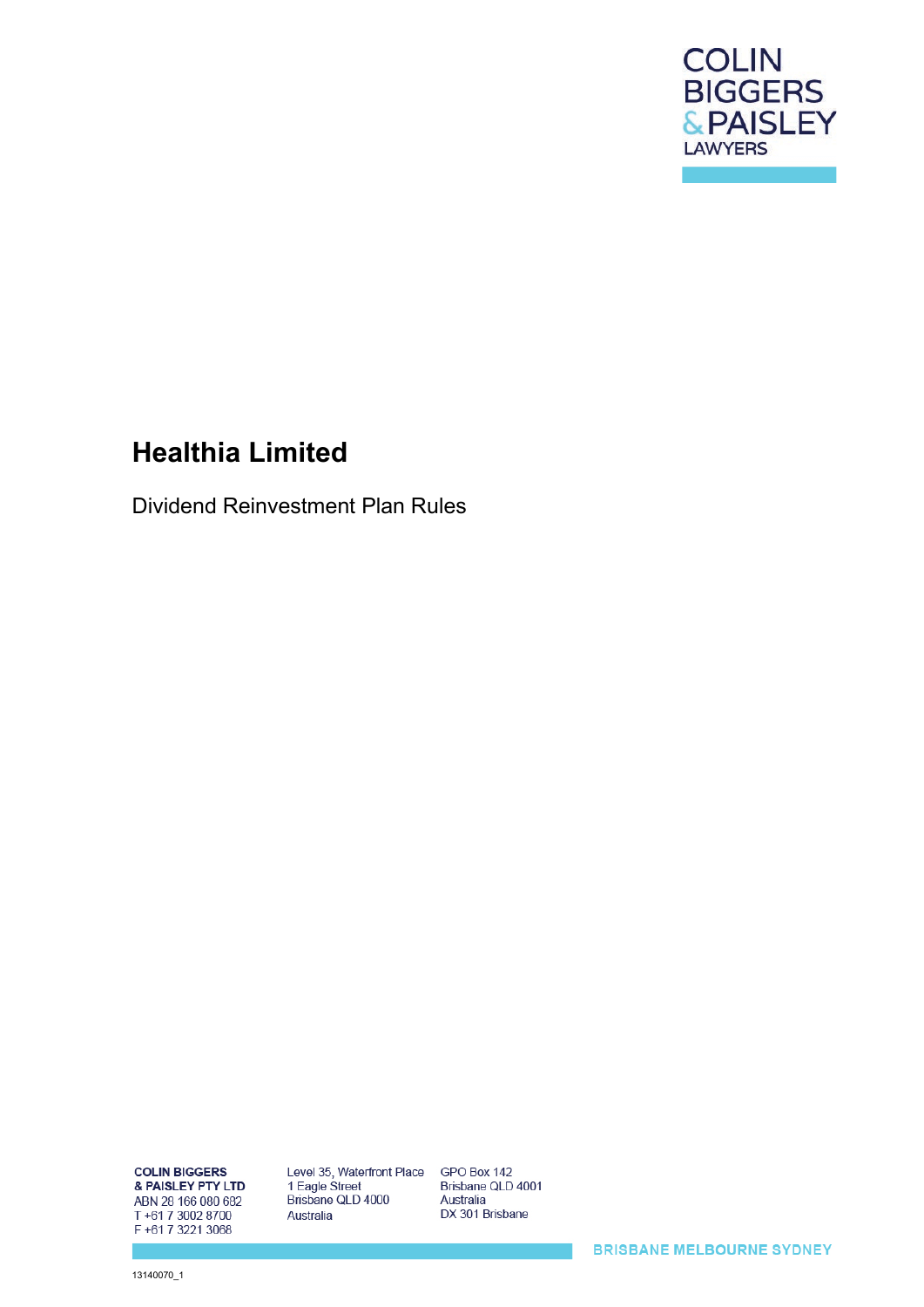COLIN
BIGGERS
& PAISLEY
LAWYERS

# Healthia Limited

Dividend Reinvestment Plan Rules

**COLIN BIGGERS & PAISLEY PTY LTD**
ABN 28 166 080 682
T +61 7 3002 8700
F +61 7 3221 3068

Level 35, Waterfront Place
1 Eagle Street
Brisbane QLD 4000
Australia

GPO Box 142
Brisbane QLD 4001
Australia
DX 301 Brisbane

BRISBANE MELBOURNE SYDNEY

13140070_1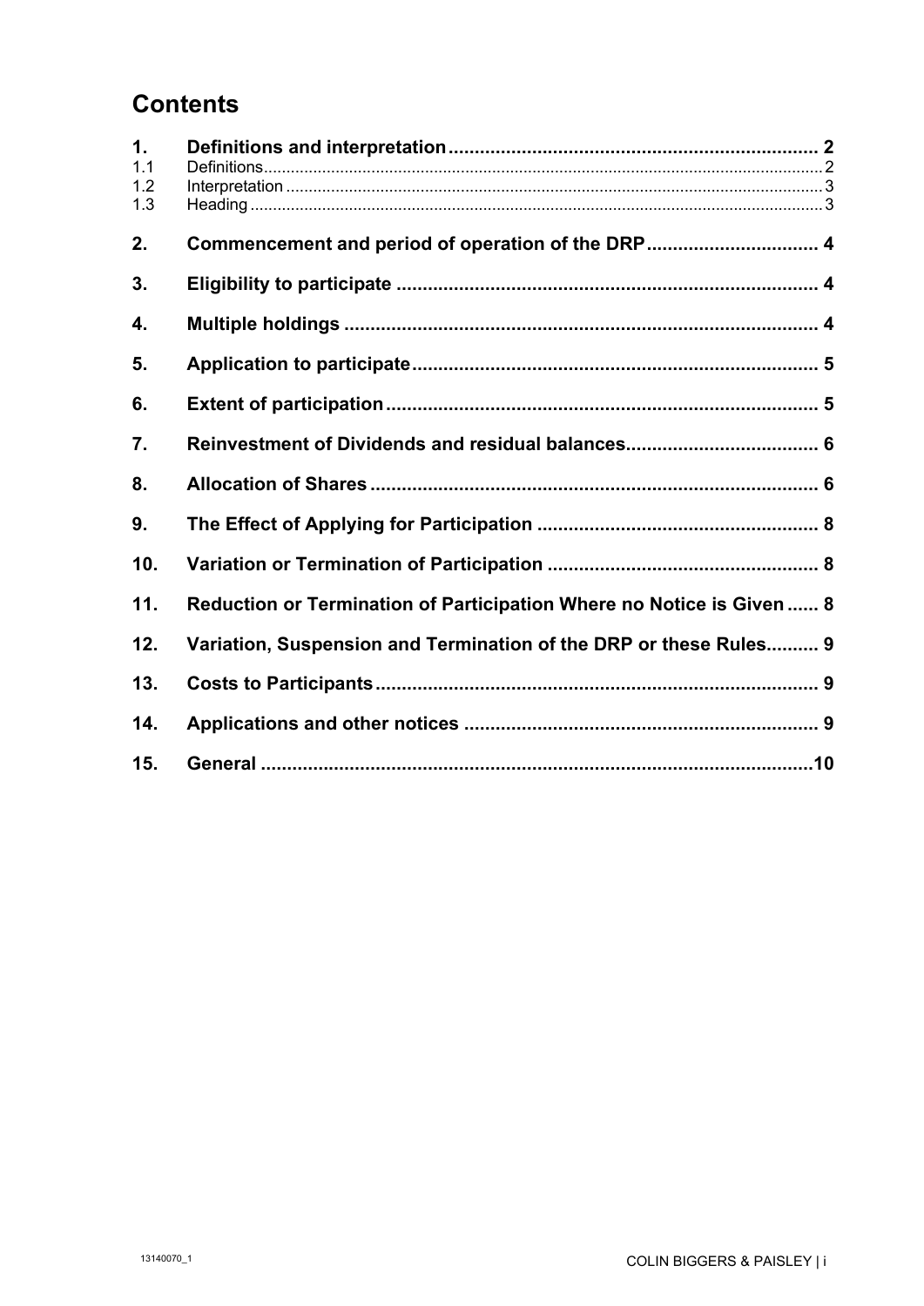## Contents

| | | |
|---|---|---|
| **1.** | **Definitions and interpretation** | **2** |
| 1.1 | Definitions | 2 |
| 1.2 | Interpretation | 3 |
| 1.3 | Heading | 3 |
| **2.** | **Commencement and period of operation of the DRP** | **4** |
| **3.** | **Eligibility to participate** | **4** |
| **4.** | **Multiple holdings** | **4** |
| **5.** | **Application to participate** | **5** |
| **6.** | **Extent of participation** | **5** |
| **7.** | **Reinvestment of Dividends and residual balances** | **6** |
| **8.** | **Allocation of Shares** | **6** |
| **9.** | **The Effect of Applying for Participation** | **8** |
| **10.** | **Variation or Termination of Participation** | **8** |
| **11.** | **Reduction or Termination of Participation Where no Notice is Given** | **8** |
| **12.** | **Variation, Suspension and Termination of the DRP or these Rules** | **9** |
| **13.** | **Costs to Participants** | **9** |
| **14.** | **Applications and other notices** | **9** |
| **15.** | **General** | **10** |

13140070_1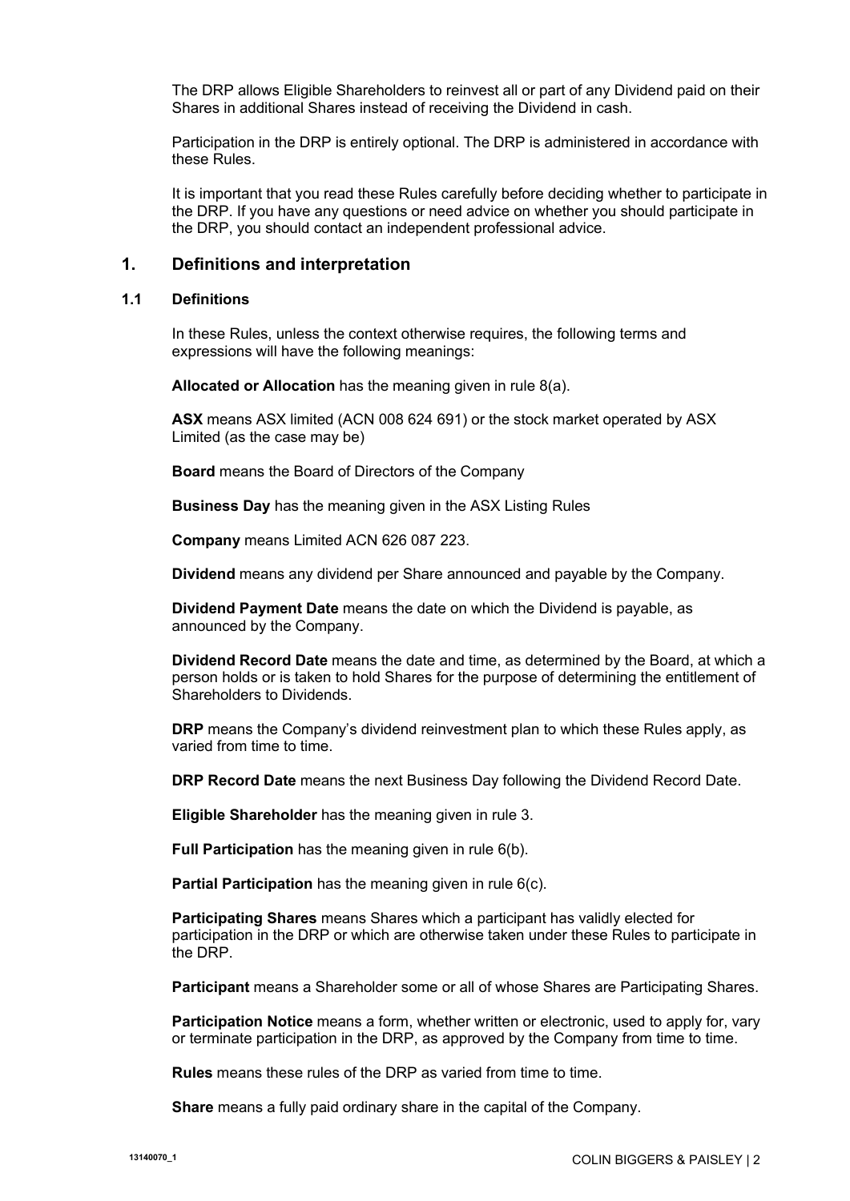The DRP allows Eligible Shareholders to reinvest all or part of any Dividend paid on their Shares in additional Shares instead of receiving the Dividend in cash.

Participation in the DRP is entirely optional. The DRP is administered in accordance with these Rules.

It is important that you read these Rules carefully before deciding whether to participate in the DRP. If you have any questions or need advice on whether you should participate in the DRP, you should contact an independent professional advice.

## 1. Definitions and interpretation

### 1.1 Definitions

In these Rules, unless the context otherwise requires, the following terms and expressions will have the following meanings:

**Allocated or Allocation** has the meaning given in rule 8(a).

**ASX** means ASX limited (ACN 008 624 691) or the stock market operated by ASX Limited (as the case may be)

**Board** means the Board of Directors of the Company

**Business Day** has the meaning given in the ASX Listing Rules

**Company** means Limited ACN 626 087 223.

**Dividend** means any dividend per Share announced and payable by the Company.

**Dividend Payment Date** means the date on which the Dividend is payable, as announced by the Company.

**Dividend Record Date** means the date and time, as determined by the Board, at which a person holds or is taken to hold Shares for the purpose of determining the entitlement of Shareholders to Dividends.

**DRP** means the Company's dividend reinvestment plan to which these Rules apply, as varied from time to time.

**DRP Record Date** means the next Business Day following the Dividend Record Date.

**Eligible Shareholder** has the meaning given in rule 3.

**Full Participation** has the meaning given in rule 6(b).

**Partial Participation** has the meaning given in rule 6(c).

**Participating Shares** means Shares which a participant has validly elected for participation in the DRP or which are otherwise taken under these Rules to participate in the DRP.

**Participant** means a Shareholder some or all of whose Shares are Participating Shares.

**Participation Notice** means a form, whether written or electronic, used to apply for, vary or terminate participation in the DRP, as approved by the Company from time to time.

**Rules** means these rules of the DRP as varied from time to time.

**Share** means a fully paid ordinary share in the capital of the Company.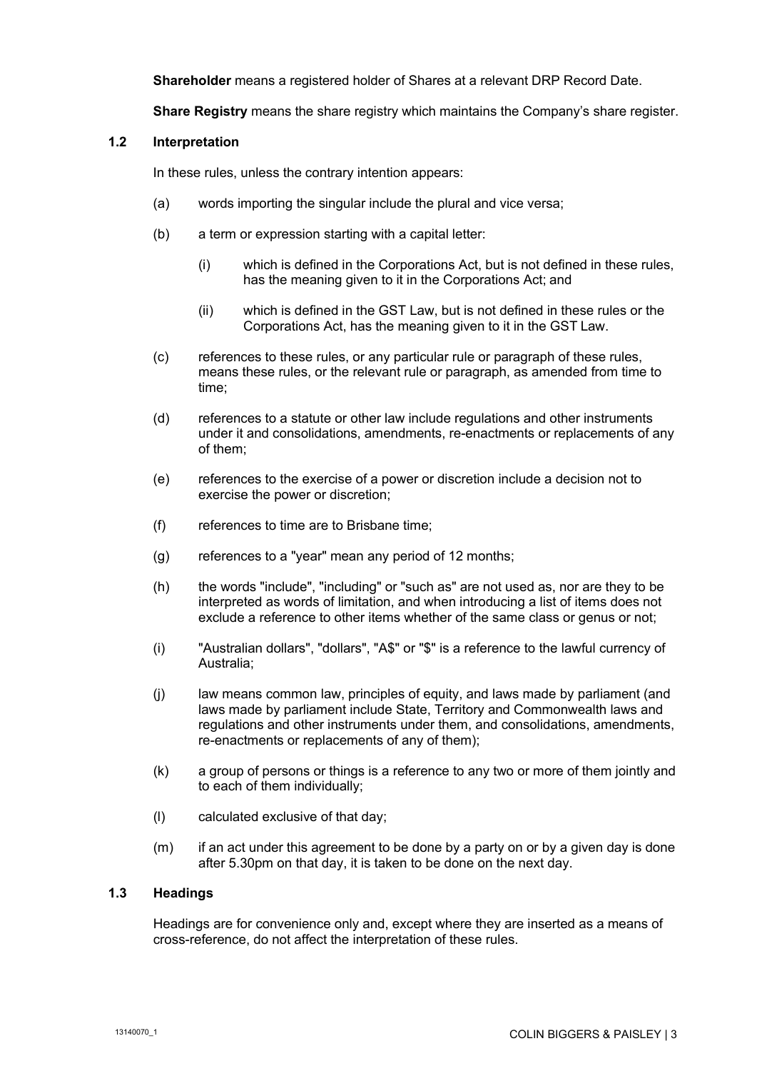**Shareholder** means a registered holder of Shares at a relevant DRP Record Date.

**Share Registry** means the share registry which maintains the Company's share register.

### 1.2 Interpretation

In these rules, unless the contrary intention appears:

(a) words importing the singular include the plural and vice versa;

(b) a term or expression starting with a capital letter:

  (i) which is defined in the Corporations Act, but is not defined in these rules, has the meaning given to it in the Corporations Act; and

  (ii) which is defined in the GST Law, but is not defined in these rules or the Corporations Act, has the meaning given to it in the GST Law.

(c) references to these rules, or any particular rule or paragraph of these rules, means these rules, or the relevant rule or paragraph, as amended from time to time;

(d) references to a statute or other law include regulations and other instruments under it and consolidations, amendments, re-enactments or replacements of any of them;

(e) references to the exercise of a power or discretion include a decision not to exercise the power or discretion;

(f) references to time are to Brisbane time;

(g) references to a "year" mean any period of 12 months;

(h) the words "include", "including" or "such as" are not used as, nor are they to be interpreted as words of limitation, and when introducing a list of items does not exclude a reference to other items whether of the same class or genus or not;

(i) "Australian dollars", "dollars", "A$" or "$" is a reference to the lawful currency of Australia;

(j) law means common law, principles of equity, and laws made by parliament (and laws made by parliament include State, Territory and Commonwealth laws and regulations and other instruments under them, and consolidations, amendments, re-enactments or replacements of any of them);

(k) a group of persons or things is a reference to any two or more of them jointly and to each of them individually;

(l) calculated exclusive of that day;

(m) if an act under this agreement to be done by a party on or by a given day is done after 5.30pm on that day, it is taken to be done on the next day.

### 1.3 Headings

Headings are for convenience only and, except where they are inserted as a means of cross-reference, do not affect the interpretation of these rules.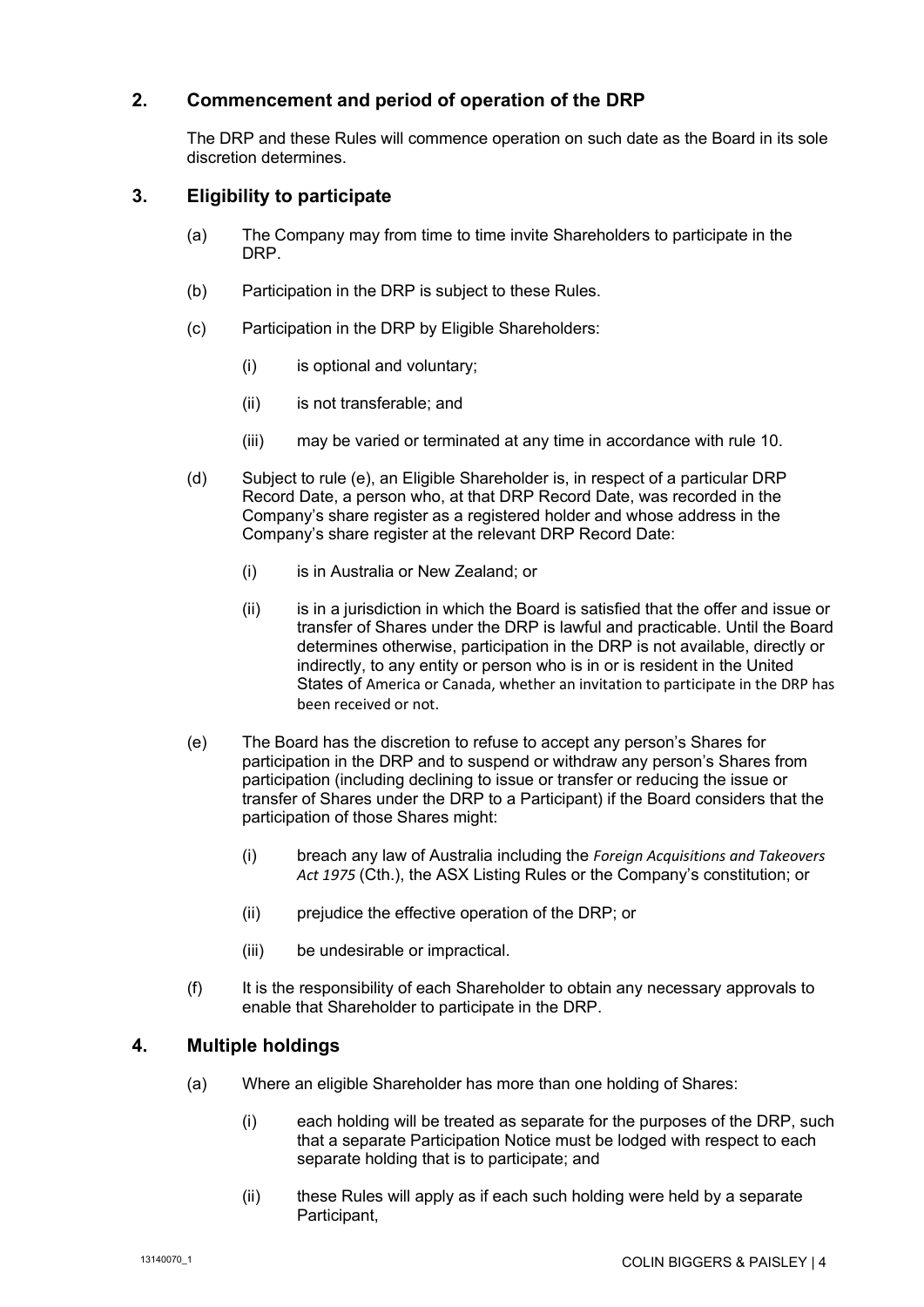## 2. Commencement and period of operation of the DRP

The DRP and these Rules will commence operation on such date as the Board in its sole discretion determines.

## 3. Eligibility to participate

(a) The Company may from time to time invite Shareholders to participate in the DRP.

(b) Participation in the DRP is subject to these Rules.

(c) Participation in the DRP by Eligible Shareholders:

(i) is optional and voluntary;

(ii) is not transferable; and

(iii) may be varied or terminated at any time in accordance with rule 10.

(d) Subject to rule (e), an Eligible Shareholder is, in respect of a particular DRP Record Date, a person who, at that DRP Record Date, was recorded in the Company's share register as a registered holder and whose address in the Company's share register at the relevant DRP Record Date:

(i) is in Australia or New Zealand; or

(ii) is in a jurisdiction in which the Board is satisfied that the offer and issue or transfer of Shares under the DRP is lawful and practicable. Until the Board determines otherwise, participation in the DRP is not available, directly or indirectly, to any entity or person who is in or is resident in the United States of America or Canada, whether an invitation to participate in the DRP has been received or not.

(e) The Board has the discretion to refuse to accept any person's Shares for participation in the DRP and to suspend or withdraw any person's Shares from participation (including declining to issue or transfer or reducing the issue or transfer of Shares under the DRP to a Participant) if the Board considers that the participation of those Shares might:

(i) breach any law of Australia including the *Foreign Acquisitions and Takeovers Act 1975* (Cth.), the ASX Listing Rules or the Company's constitution; or

(ii) prejudice the effective operation of the DRP; or

(iii) be undesirable or impractical.

(f) It is the responsibility of each Shareholder to obtain any necessary approvals to enable that Shareholder to participate in the DRP.

## 4. Multiple holdings

(a) Where an eligible Shareholder has more than one holding of Shares:

(i) each holding will be treated as separate for the purposes of the DRP, such that a separate Participation Notice must be lodged with respect to each separate holding that is to participate; and

(ii) these Rules will apply as if each such holding were held by a separate Participant,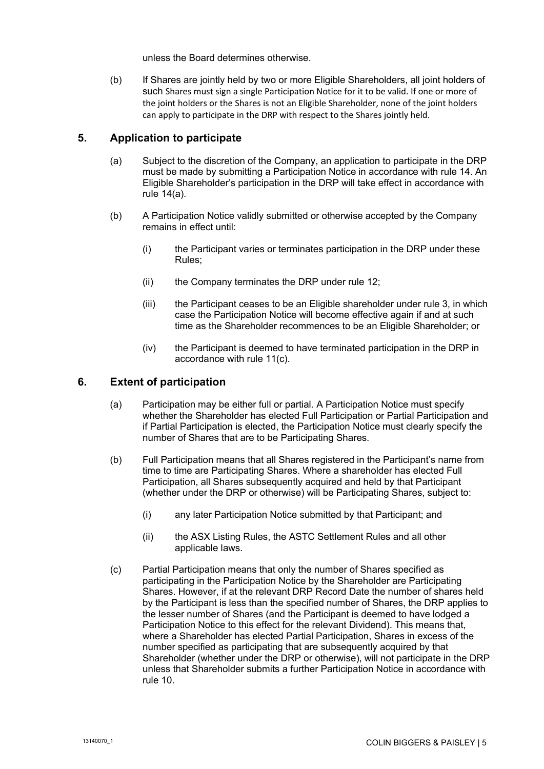unless the Board determines otherwise.

(b) If Shares are jointly held by two or more Eligible Shareholders, all joint holders of such Shares must sign a single Participation Notice for it to be valid. If one or more of the joint holders or the Shares is not an Eligible Shareholder, none of the joint holders can apply to participate in the DRP with respect to the Shares jointly held.

## 5. Application to participate

(a) Subject to the discretion of the Company, an application to participate in the DRP must be made by submitting a Participation Notice in accordance with rule 14. An Eligible Shareholder's participation in the DRP will take effect in accordance with rule 14(a).

(b) A Participation Notice validly submitted or otherwise accepted by the Company remains in effect until:

(i) the Participant varies or terminates participation in the DRP under these Rules;

(ii) the Company terminates the DRP under rule 12;

(iii) the Participant ceases to be an Eligible shareholder under rule 3, in which case the Participation Notice will become effective again if and at such time as the Shareholder recommences to be an Eligible Shareholder; or

(iv) the Participant is deemed to have terminated participation in the DRP in accordance with rule 11(c).

## 6. Extent of participation

(a) Participation may be either full or partial. A Participation Notice must specify whether the Shareholder has elected Full Participation or Partial Participation and if Partial Participation is elected, the Participation Notice must clearly specify the number of Shares that are to be Participating Shares.

(b) Full Participation means that all Shares registered in the Participant's name from time to time are Participating Shares. Where a shareholder has elected Full Participation, all Shares subsequently acquired and held by that Participant (whether under the DRP or otherwise) will be Participating Shares, subject to:

(i) any later Participation Notice submitted by that Participant; and

(ii) the ASX Listing Rules, the ASTC Settlement Rules and all other applicable laws.

(c) Partial Participation means that only the number of Shares specified as participating in the Participation Notice by the Shareholder are Participating Shares. However, if at the relevant DRP Record Date the number of shares held by the Participant is less than the specified number of Shares, the DRP applies to the lesser number of Shares (and the Participant is deemed to have lodged a Participation Notice to this effect for the relevant Dividend). This means that, where a Shareholder has elected Partial Participation, Shares in excess of the number specified as participating that are subsequently acquired by that Shareholder (whether under the DRP or otherwise), will not participate in the DRP unless that Shareholder submits a further Participation Notice in accordance with rule 10.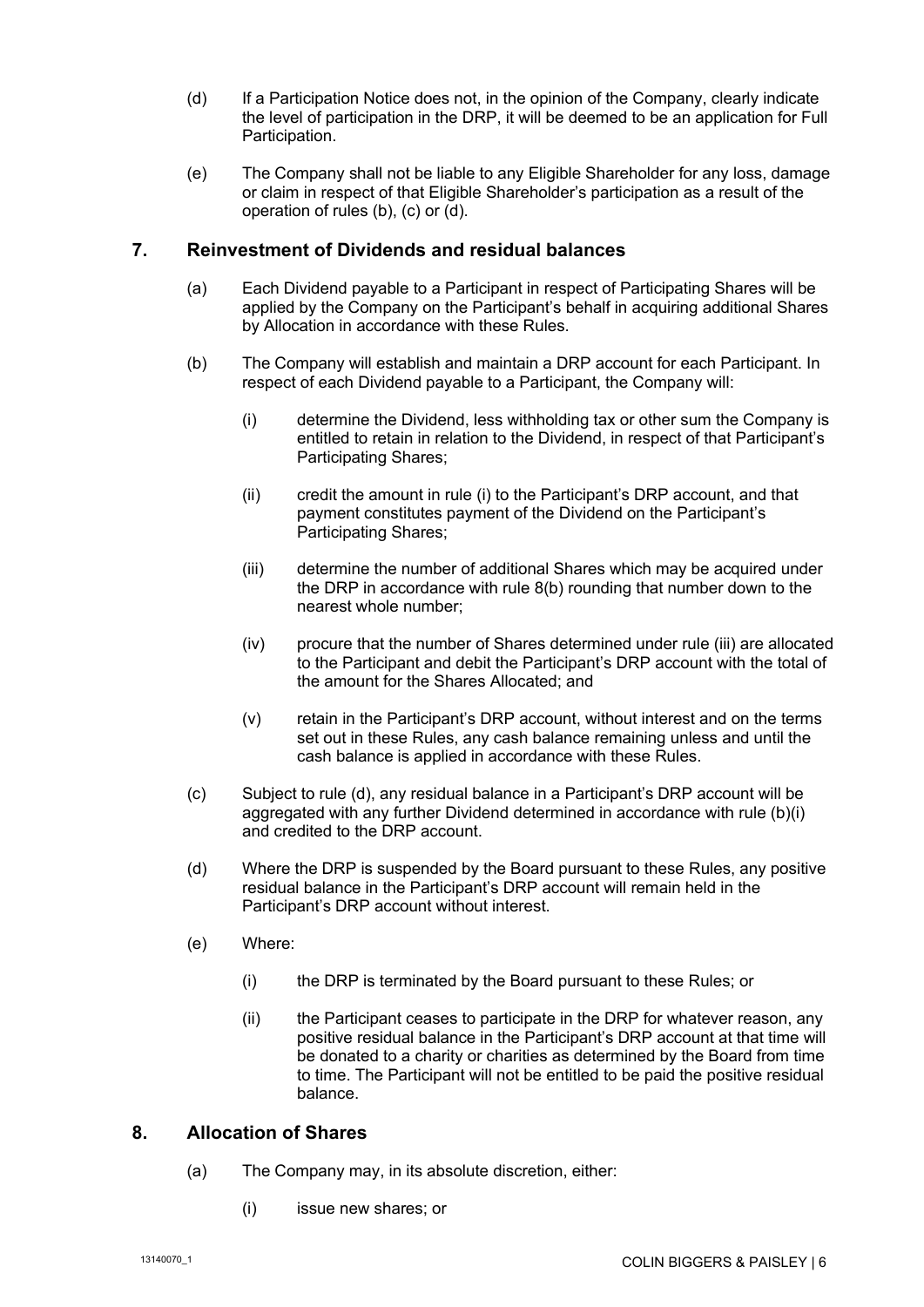(d) If a Participation Notice does not, in the opinion of the Company, clearly indicate the level of participation in the DRP, it will be deemed to be an application for Full Participation.

(e) The Company shall not be liable to any Eligible Shareholder for any loss, damage or claim in respect of that Eligible Shareholder's participation as a result of the operation of rules (b), (c) or (d).

## 7. Reinvestment of Dividends and residual balances

(a) Each Dividend payable to a Participant in respect of Participating Shares will be applied by the Company on the Participant's behalf in acquiring additional Shares by Allocation in accordance with these Rules.

(b) The Company will establish and maintain a DRP account for each Participant. In respect of each Dividend payable to a Participant, the Company will:

  (i) determine the Dividend, less withholding tax or other sum the Company is entitled to retain in relation to the Dividend, in respect of that Participant's Participating Shares;

  (ii) credit the amount in rule (i) to the Participant's DRP account, and that payment constitutes payment of the Dividend on the Participant's Participating Shares;

  (iii) determine the number of additional Shares which may be acquired under the DRP in accordance with rule 8(b) rounding that number down to the nearest whole number;

  (iv) procure that the number of Shares determined under rule (iii) are allocated to the Participant and debit the Participant's DRP account with the total of the amount for the Shares Allocated; and

  (v) retain in the Participant's DRP account, without interest and on the terms set out in these Rules, any cash balance remaining unless and until the cash balance is applied in accordance with these Rules.

(c) Subject to rule (d), any residual balance in a Participant's DRP account will be aggregated with any further Dividend determined in accordance with rule (b)(i) and credited to the DRP account.

(d) Where the DRP is suspended by the Board pursuant to these Rules, any positive residual balance in the Participant's DRP account will remain held in the Participant's DRP account without interest.

(e) Where:

  (i) the DRP is terminated by the Board pursuant to these Rules; or

  (ii) the Participant ceases to participate in the DRP for whatever reason, any positive residual balance in the Participant's DRP account at that time will be donated to a charity or charities as determined by the Board from time to time. The Participant will not be entitled to be paid the positive residual balance.

## 8. Allocation of Shares

(a) The Company may, in its absolute discretion, either:

  (i) issue new shares; or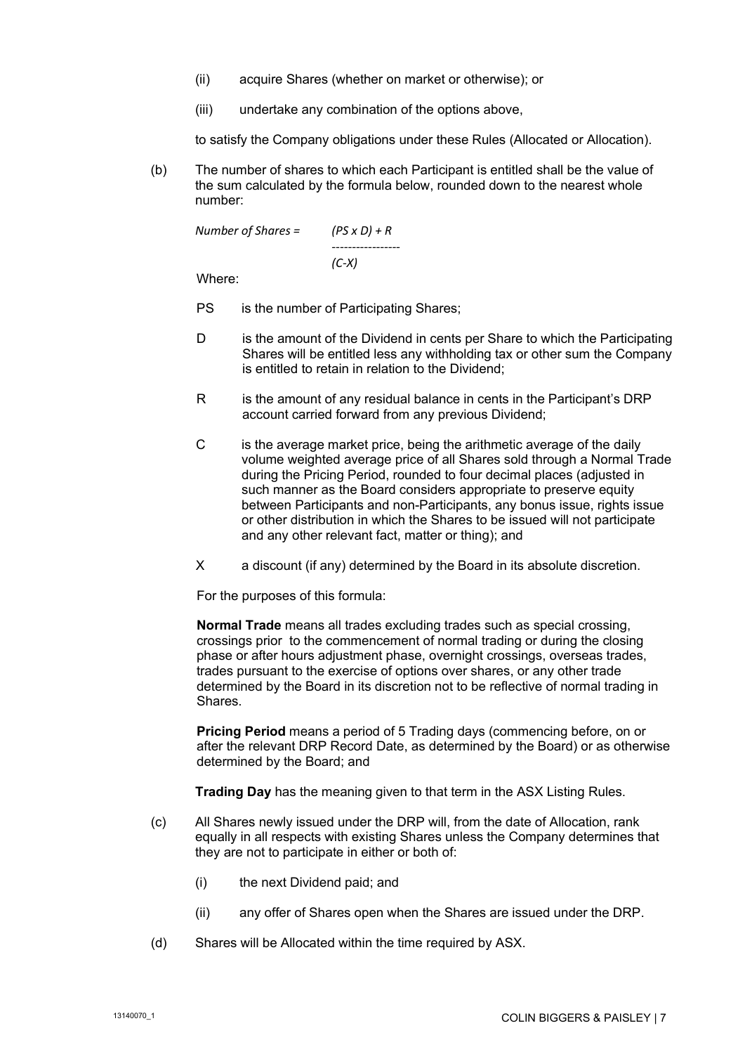(ii) acquire Shares (whether on market or otherwise); or

(iii) undertake any combination of the options above,

to satisfy the Company obligations under these Rules (Allocated or Allocation).

(b) The number of shares to which each Participant is entitled shall be the value of the sum calculated by the formula below, rounded down to the nearest whole number:

$$\text{Number of Shares} = \frac{(PS \times D) + R}{(C - X)}$$

Where:

PS is the number of Participating Shares;

D is the amount of the Dividend in cents per Share to which the Participating Shares will be entitled less any withholding tax or other sum the Company is entitled to retain in relation to the Dividend;

R is the amount of any residual balance in cents in the Participant's DRP account carried forward from any previous Dividend;

C is the average market price, being the arithmetic average of the daily volume weighted average price of all Shares sold through a Normal Trade during the Pricing Period, rounded to four decimal places (adjusted in such manner as the Board considers appropriate to preserve equity between Participants and non-Participants, any bonus issue, rights issue or other distribution in which the Shares to be issued will not participate and any other relevant fact, matter or thing); and

X a discount (if any) determined by the Board in its absolute discretion.

For the purposes of this formula:

**Normal Trade** means all trades excluding trades such as special crossing, crossings prior to the commencement of normal trading or during the closing phase or after hours adjustment phase, overnight crossings, overseas trades, trades pursuant to the exercise of options over shares, or any other trade determined by the Board in its discretion not to be reflective of normal trading in Shares.

**Pricing Period** means a period of 5 Trading days (commencing before, on or after the relevant DRP Record Date, as determined by the Board) or as otherwise determined by the Board; and

**Trading Day** has the meaning given to that term in the ASX Listing Rules.

(c) All Shares newly issued under the DRP will, from the date of Allocation, rank equally in all respects with existing Shares unless the Company determines that they are not to participate in either or both of:

(i) the next Dividend paid; and

(ii) any offer of Shares open when the Shares are issued under the DRP.

(d) Shares will be Allocated within the time required by ASX.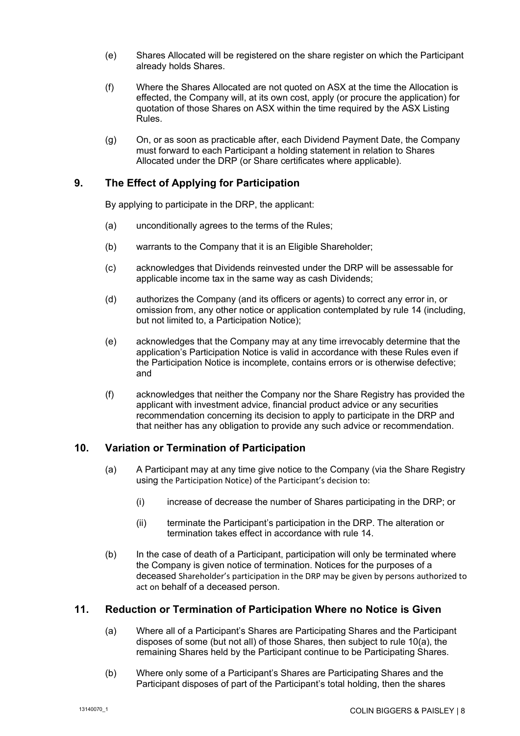(e) Shares Allocated will be registered on the share register on which the Participant already holds Shares.

(f) Where the Shares Allocated are not quoted on ASX at the time the Allocation is effected, the Company will, at its own cost, apply (or procure the application) for quotation of those Shares on ASX within the time required by the ASX Listing Rules.

(g) On, or as soon as practicable after, each Dividend Payment Date, the Company must forward to each Participant a holding statement in relation to Shares Allocated under the DRP (or Share certificates where applicable).

## 9. The Effect of Applying for Participation

By applying to participate in the DRP, the applicant:

(a) unconditionally agrees to the terms of the Rules;

(b) warrants to the Company that it is an Eligible Shareholder;

(c) acknowledges that Dividends reinvested under the DRP will be assessable for applicable income tax in the same way as cash Dividends;

(d) authorizes the Company (and its officers or agents) to correct any error in, or omission from, any other notice or application contemplated by rule 14 (including, but not limited to, a Participation Notice);

(e) acknowledges that the Company may at any time irrevocably determine that the application's Participation Notice is valid in accordance with these Rules even if the Participation Notice is incomplete, contains errors or is otherwise defective; and

(f) acknowledges that neither the Company nor the Share Registry has provided the applicant with investment advice, financial product advice or any securities recommendation concerning its decision to apply to participate in the DRP and that neither has any obligation to provide any such advice or recommendation.

## 10. Variation or Termination of Participation

(a) A Participant may at any time give notice to the Company (via the Share Registry using the Participation Notice) of the Participant's decision to:

  (i) increase of decrease the number of Shares participating in the DRP; or

  (ii) terminate the Participant's participation in the DRP. The alteration or termination takes effect in accordance with rule 14.

(b) In the case of death of a Participant, participation will only be terminated where the Company is given notice of termination. Notices for the purposes of a deceased Shareholder's participation in the DRP may be given by persons authorized to act on behalf of a deceased person.

## 11. Reduction or Termination of Participation Where no Notice is Given

(a) Where all of a Participant's Shares are Participating Shares and the Participant disposes of some (but not all) of those Shares, then subject to rule 10(a), the remaining Shares held by the Participant continue to be Participating Shares.

(b) Where only some of a Participant's Shares are Participating Shares and the Participant disposes of part of the Participant's total holding, then the shares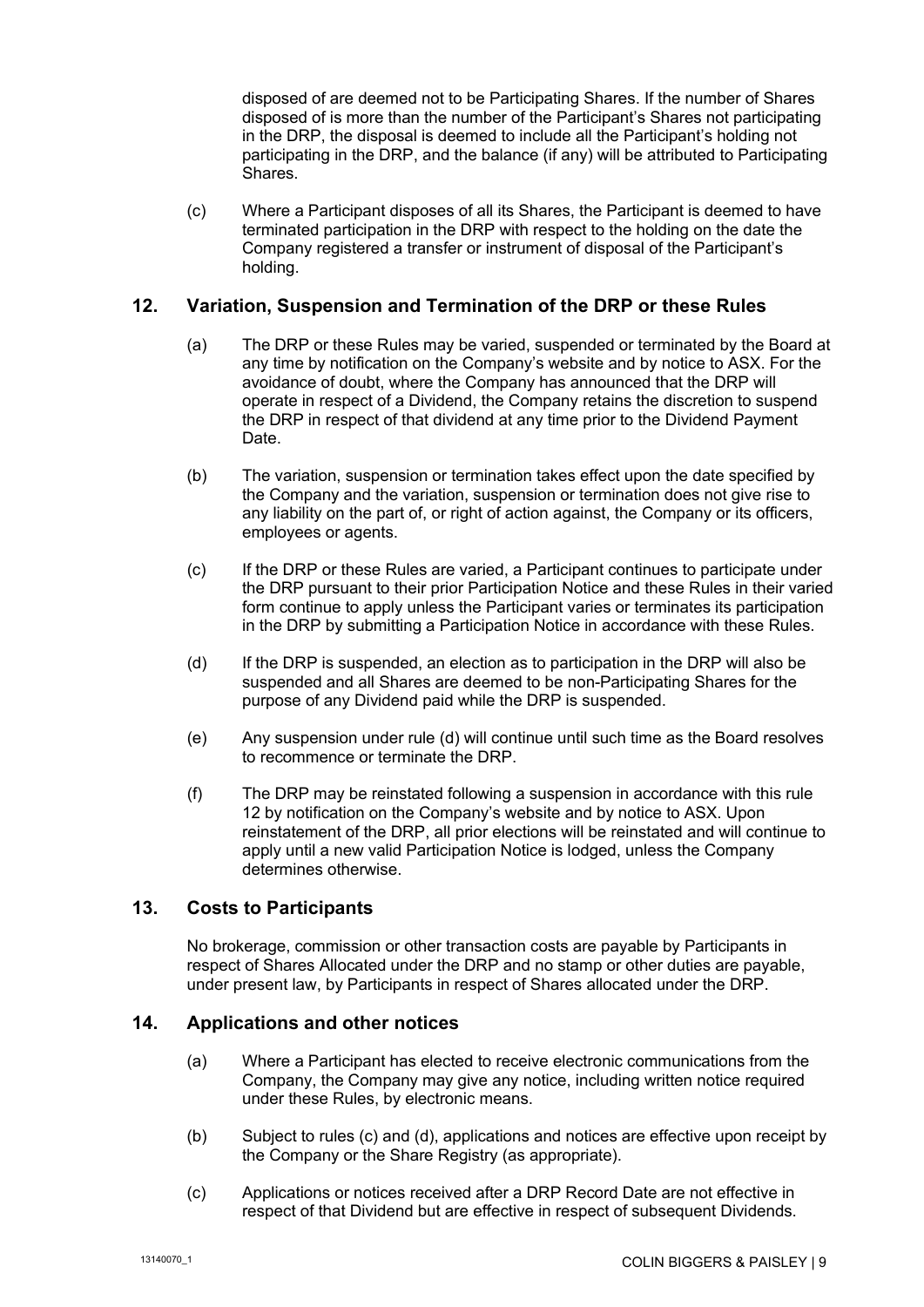disposed of are deemed not to be Participating Shares. If the number of Shares disposed of is more than the number of the Participant's Shares not participating in the DRP, the disposal is deemed to include all the Participant's holding not participating in the DRP, and the balance (if any) will be attributed to Participating Shares.

(c) Where a Participant disposes of all its Shares, the Participant is deemed to have terminated participation in the DRP with respect to the holding on the date the Company registered a transfer or instrument of disposal of the Participant's holding.

## 12. Variation, Suspension and Termination of the DRP or these Rules

(a) The DRP or these Rules may be varied, suspended or terminated by the Board at any time by notification on the Company's website and by notice to ASX. For the avoidance of doubt, where the Company has announced that the DRP will operate in respect of a Dividend, the Company retains the discretion to suspend the DRP in respect of that dividend at any time prior to the Dividend Payment Date.

(b) The variation, suspension or termination takes effect upon the date specified by the Company and the variation, suspension or termination does not give rise to any liability on the part of, or right of action against, the Company or its officers, employees or agents.

(c) If the DRP or these Rules are varied, a Participant continues to participate under the DRP pursuant to their prior Participation Notice and these Rules in their varied form continue to apply unless the Participant varies or terminates its participation in the DRP by submitting a Participation Notice in accordance with these Rules.

(d) If the DRP is suspended, an election as to participation in the DRP will also be suspended and all Shares are deemed to be non-Participating Shares for the purpose of any Dividend paid while the DRP is suspended.

(e) Any suspension under rule (d) will continue until such time as the Board resolves to recommence or terminate the DRP.

(f) The DRP may be reinstated following a suspension in accordance with this rule 12 by notification on the Company's website and by notice to ASX. Upon reinstatement of the DRP, all prior elections will be reinstated and will continue to apply until a new valid Participation Notice is lodged, unless the Company determines otherwise.

## 13. Costs to Participants

No brokerage, commission or other transaction costs are payable by Participants in respect of Shares Allocated under the DRP and no stamp or other duties are payable, under present law, by Participants in respect of Shares allocated under the DRP.

## 14. Applications and other notices

(a) Where a Participant has elected to receive electronic communications from the Company, the Company may give any notice, including written notice required under these Rules, by electronic means.

(b) Subject to rules (c) and (d), applications and notices are effective upon receipt by the Company or the Share Registry (as appropriate).

(c) Applications or notices received after a DRP Record Date are not effective in respect of that Dividend but are effective in respect of subsequent Dividends.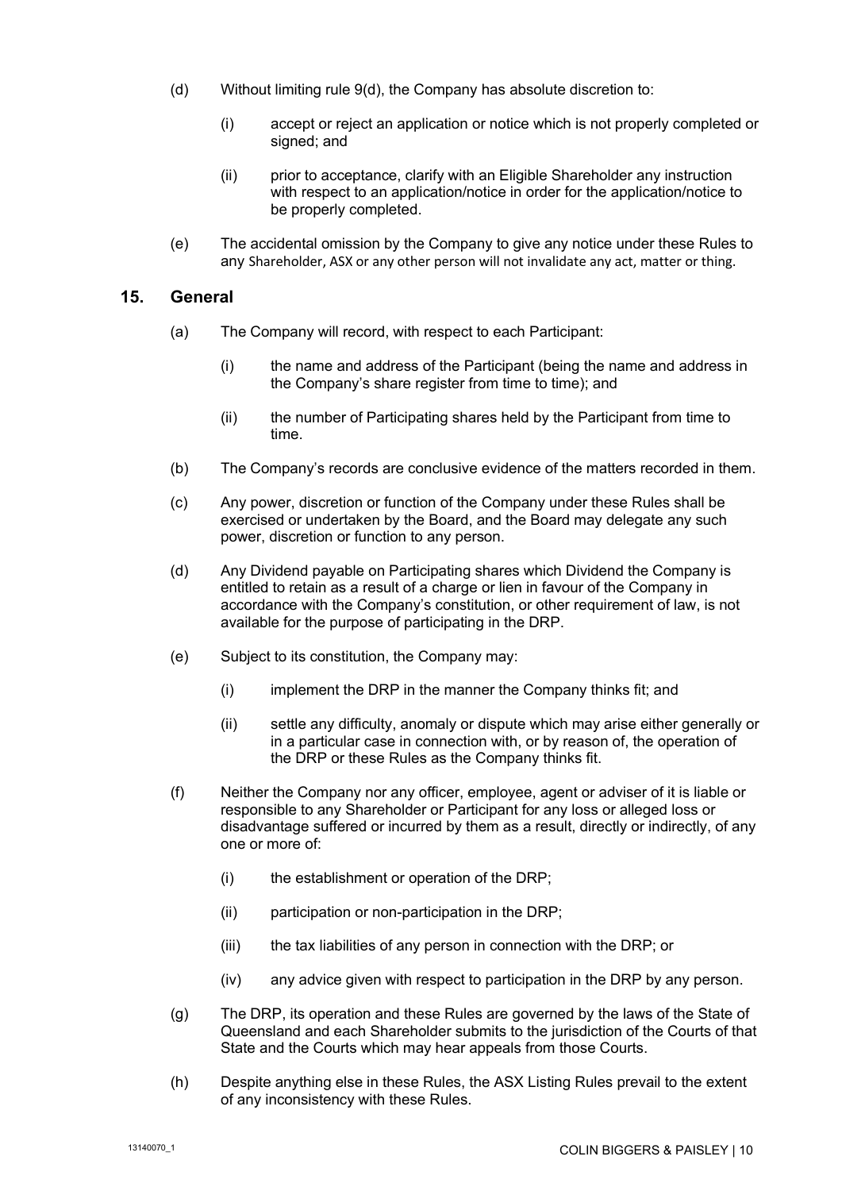(d) Without limiting rule 9(d), the Company has absolute discretion to:

  (i) accept or reject an application or notice which is not properly completed or signed; and

  (ii) prior to acceptance, clarify with an Eligible Shareholder any instruction with respect to an application/notice in order for the application/notice to be properly completed.

(e) The accidental omission by the Company to give any notice under these Rules to any Shareholder, ASX or any other person will not invalidate any act, matter or thing.

## 15. General

(a) The Company will record, with respect to each Participant:

  (i) the name and address of the Participant (being the name and address in the Company's share register from time to time); and

  (ii) the number of Participating shares held by the Participant from time to time.

(b) The Company's records are conclusive evidence of the matters recorded in them.

(c) Any power, discretion or function of the Company under these Rules shall be exercised or undertaken by the Board, and the Board may delegate any such power, discretion or function to any person.

(d) Any Dividend payable on Participating shares which Dividend the Company is entitled to retain as a result of a charge or lien in favour of the Company in accordance with the Company's constitution, or other requirement of law, is not available for the purpose of participating in the DRP.

(e) Subject to its constitution, the Company may:

  (i) implement the DRP in the manner the Company thinks fit; and

  (ii) settle any difficulty, anomaly or dispute which may arise either generally or in a particular case in connection with, or by reason of, the operation of the DRP or these Rules as the Company thinks fit.

(f) Neither the Company nor any officer, employee, agent or adviser of it is liable or responsible to any Shareholder or Participant for any loss or alleged loss or disadvantage suffered or incurred by them as a result, directly or indirectly, of any one or more of:

  (i) the establishment or operation of the DRP;

  (ii) participation or non-participation in the DRP;

  (iii) the tax liabilities of any person in connection with the DRP; or

  (iv) any advice given with respect to participation in the DRP by any person.

(g) The DRP, its operation and these Rules are governed by the laws of the State of Queensland and each Shareholder submits to the jurisdiction of the Courts of that State and the Courts which may hear appeals from those Courts.

(h) Despite anything else in these Rules, the ASX Listing Rules prevail to the extent of any inconsistency with these Rules.